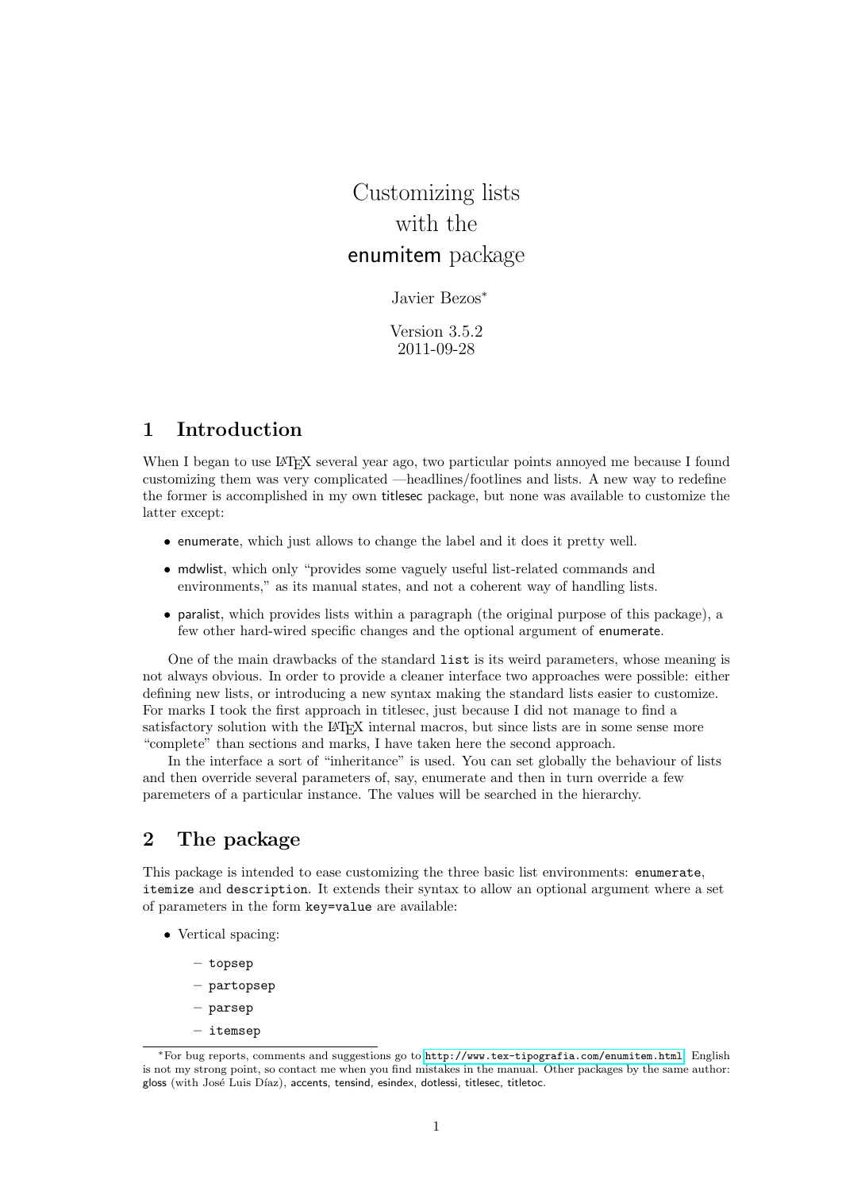# Customizing lists with the enumitem package

Javier Bezos*

Version 3.5.2
2011-09-28

## 1 Introduction

When I began to use LaTeX several year ago, two particular points annoyed me because I found customizing them was very complicated —headlines/footlines and lists. A new way to redefine the former is accomplished in my own titlesec package, but none was available to customize the latter except:

- enumerate, which just allows to change the label and it does it pretty well.
- mdwlist, which only "provides some vaguely useful list-related commands and environments," as its manual states, and not a coherent way of handling lists.
- paralist, which provides lists within a paragraph (the original purpose of this package), a few other hard-wired specific changes and the optional argument of enumerate.

One of the main drawbacks of the standard `list` is its weird parameters, whose meaning is not always obvious. In order to provide a cleaner interface two approaches were possible: either defining new lists, or introducing a new syntax making the standard lists easier to customize. For marks I took the first approach in titlesec, just because I did not manage to find a satisfactory solution with the LaTeX internal macros, but since lists are in some sense more "complete" than sections and marks, I have taken here the second approach.

In the interface a sort of "inheritance" is used. You can set globally the behaviour of lists and then override several parameters of, say, enumerate and then in turn override a few paremeters of a particular instance. The values will be searched in the hierarchy.

## 2 The package

This package is intended to ease customizing the three basic list environments: `enumerate`, `itemize` and `description`. It extends their syntax to allow an optional argument where a set of parameters in the form `key=value` are available:

- Vertical spacing:
  - `topsep`
  - `partopsep`
  - `parsep`
  - `itemsep`

*For bug reports, comments and suggestions go to http://www.tex-tipografia.com/enumitem.html. English is not my strong point, so contact me when you find mistakes in the manual. Other packages by the same author: gloss (with José Luis Díaz), accents, tensind, esindex, dotlessi, titlesec, titletoc.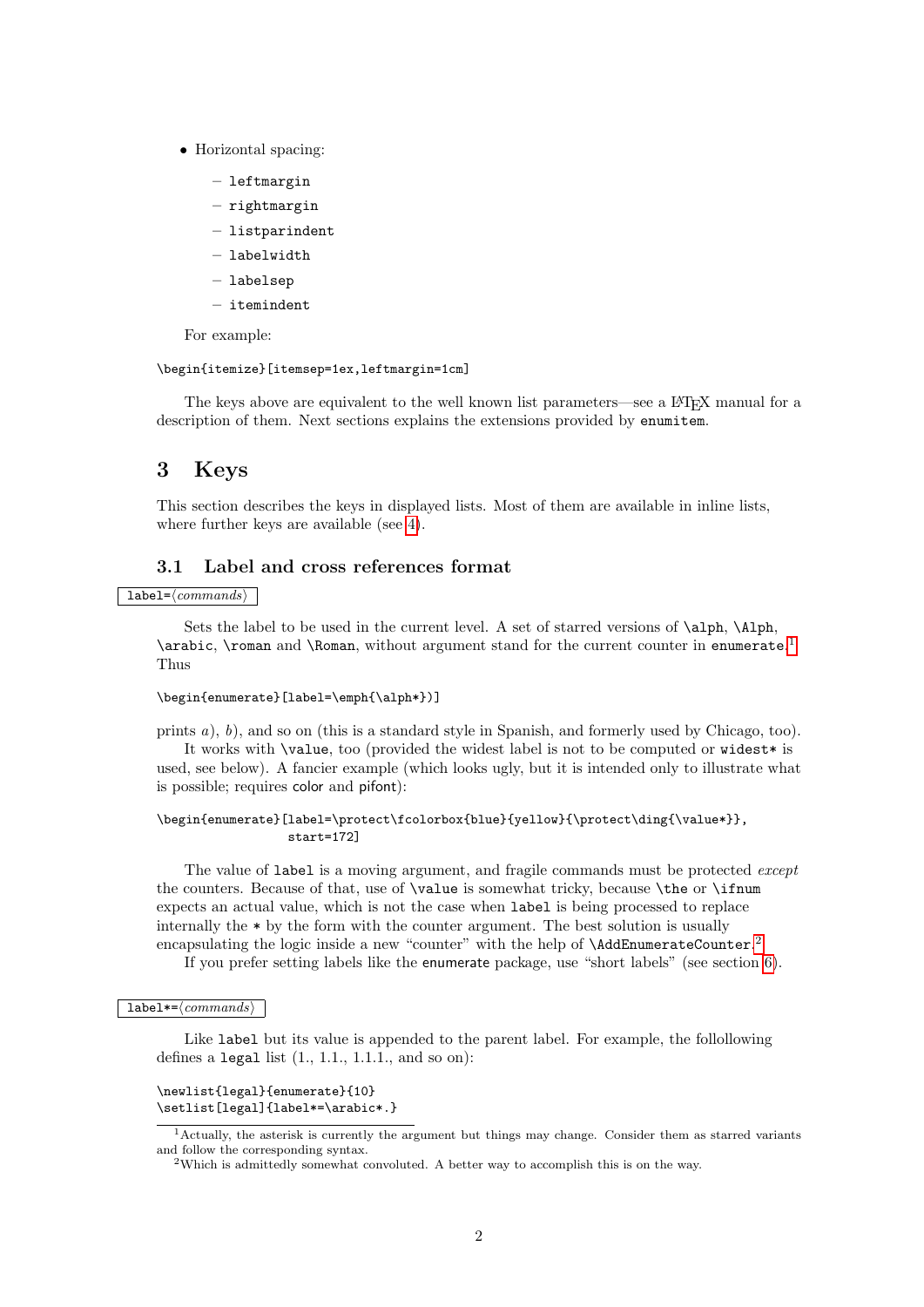- Horizontal spacing:
  - leftmargin
  - rightmargin
  - listparindent
  - labelwidth
  - labelsep
  - itemindent

  For example:

```
\begin{itemize}[itemsep=1ex,leftmargin=1cm]
```

The keys above are equivalent to the well known list parameters—see a LaTeX manual for a description of them. Next sections explains the extensions provided by `enumitem`.

# 3 Keys

This section describes the keys in displayed lists. Most of them are available in inline lists, where further keys are available (see 4).

## 3.1 Label and cross references format

`label=⟨commands⟩`

Sets the label to be used in the current level. A set of starred versions of `\alph`, `\Alph`, `\arabic`, `\roman` and `\Roman`, without argument stand for the current counter in `enumerate`.[1] Thus

```
\begin{enumerate}[label=\emph{\alph*})]
```

prints *a*), *b*), and so on (this is a standard style in Spanish, and formerly used by Chicago, too).

It works with `\value`, too (provided the widest label is not to be computed or `widest*` is used, see below). A fancier example (which looks ugly, but it is intended only to illustrate what is possible; requires color and pifont):

```
\begin{enumerate}[label=\protect\fcolorbox{blue}{yellow}{\protect\ding{\value*}},
                  start=172]
```

The value of `label` is a moving argument, and fragile commands must be protected *except* the counters. Because of that, use of `\value` is somewhat tricky, because `\the` or `\ifnum` expects an actual value, which is not the case when `label` is being processed to replace internally the `*` by the form with the counter argument. The best solution is usually encapsulating the logic inside a new "counter" with the help of `\AddEnumerateCounter`.[2]

If you prefer setting labels like the enumerate package, use "short labels" (see section 6).

`label*=⟨commands⟩`

Like `label` but its value is appended to the parent label. For example, the follollowing defines a `legal` list (1., 1.1., 1.1.1., and so on):

```
\newlist{legal}{enumerate}{10}
\setlist[legal]{label*=\arabic*.}
```

[1] Actually, the asterisk is currently the argument but things may change. Consider them as starred variants and follow the corresponding syntax.

[2] Which is admittedly somewhat convoluted. A better way to accomplish this is on the way.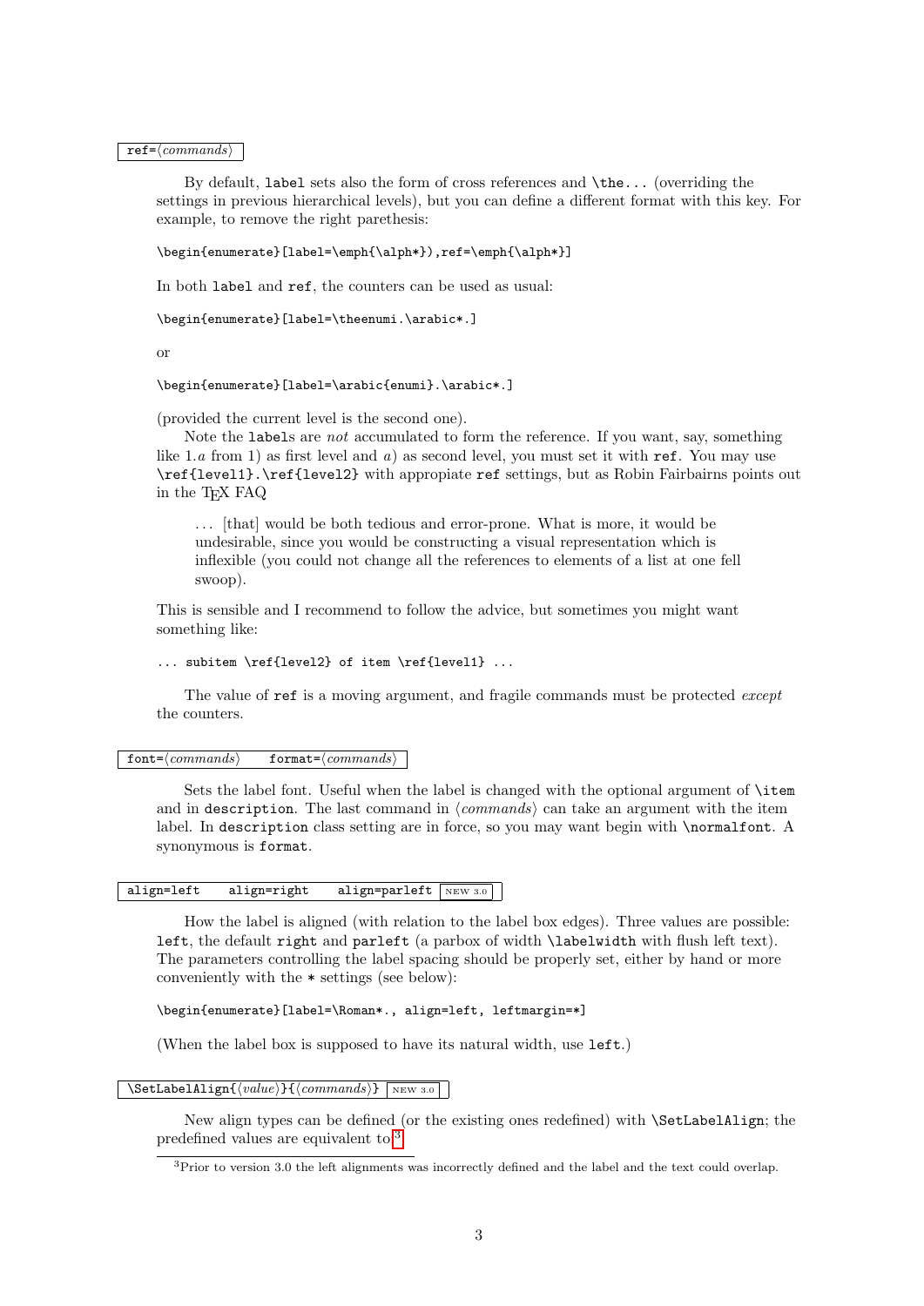`ref=⟨commands⟩`

By default, `label` sets also the form of cross references and `\the...` (overriding the settings in previous hierarchical levels), but you can define a different format with this key. For example, to remove the right parethesis:

```
\begin{enumerate}[label=\emph{\alph*}),ref=\emph{\alph*}]
```

In both `label` and `ref`, the counters can be used as usual:

```
\begin{enumerate}[label=\theenumi.\arabic*.]
```

or

```
\begin{enumerate}[label=\arabic{enumi}.\arabic*.]
```

(provided the current level is the second one).

Note the `label`s are *not* accumulated to form the reference. If you want, say, something like 1.*a* from 1) as first level and *a*) as second level, you must set it with `ref`. You may use `\ref{level1}.\ref{level2}` with appropiate `ref` settings, but as Robin Fairbairns points out in the TEX FAQ

> ... [that] would be both tedious and error-prone. What is more, it would be undesirable, since you would be constructing a visual representation which is inflexible (you could not change all the references to elements of a list at one fell swoop).

This is sensible and I recommend to follow the advice, but sometimes you might want something like:

```
... subitem \ref{level2} of item \ref{level1} ...
```

The value of `ref` is a moving argument, and fragile commands must be protected *except* the counters.

`font=⟨commands⟩` `format=⟨commands⟩`

Sets the label font. Useful when the label is changed with the optional argument of `\item` and in `description`. The last command in ⟨*commands*⟩ can take an argument with the item label. In `description` class setting are in force, so you may want begin with `\normalfont`. A synonymous is `format`.

`align=left` `align=right` `align=parleft` NEW 3.0

How the label is aligned (with relation to the label box edges). Three values are possible: `left`, the default `right` and `parleft` (a parbox of width `\labelwidth` with flush left text). The parameters controlling the label spacing should be properly set, either by hand or more conveniently with the `*` settings (see below):

```
\begin{enumerate}[label=\Roman*., align=left, leftmargin=*]
```

(When the label box is supposed to have its natural width, use `left`.)

`\SetLabelAlign{⟨value⟩}{⟨commands⟩}` NEW 3.0

New align types can be defined (or the existing ones redefined) with `\SetLabelAlign`; the predefined values are equivalent to:[3]

[3] Prior to version 3.0 the left alignments was incorrectly defined and the label and the text could overlap.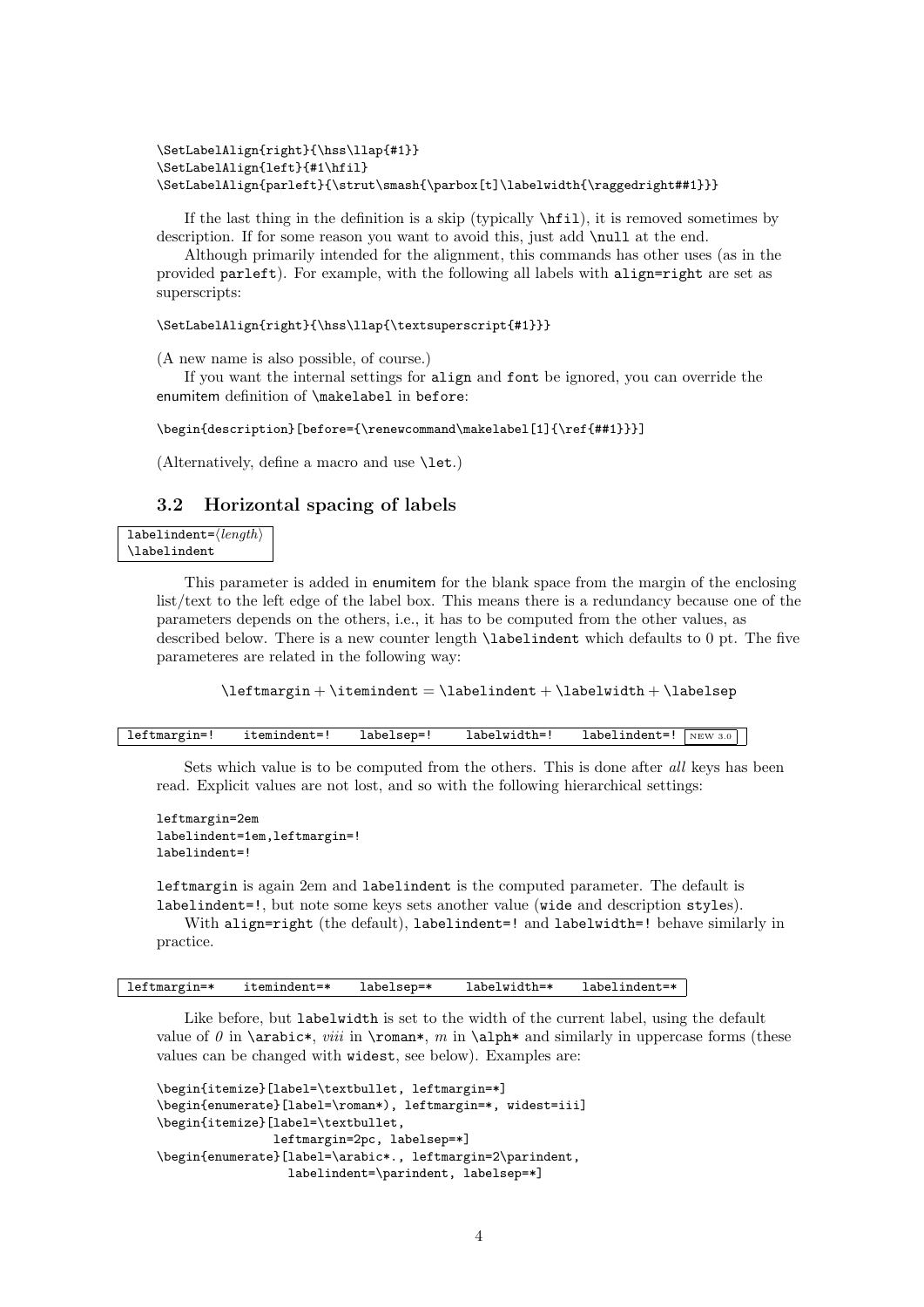```
\SetLabelAlign{right}{\hss\llap{#1}}
\SetLabelAlign{left}{#1\hfil}
\SetLabelAlign{parleft}{\strut\smash{\parbox[t]\labelwidth{\raggedright##1}}}
```

If the last thing in the definition is a skip (typically `\hfil`), it is removed sometimes by description. If for some reason you want to avoid this, just add `\null` at the end.

Although primarily intended for the alignment, this commands has other uses (as in the provided `parleft`). For example, with the following all labels with `align=right` are set as superscripts:

```
\SetLabelAlign{right}{\hss\llap{\textsuperscript{#1}}}
```

(A new name is also possible, of course.)

If you want the internal settings for `align` and `font` be ignored, you can override the enumitem definition of `\makelabel` in `before`:

```
\begin{description}[before={\renewcommand\makelabel[1]{\ref{##1}}}]
```

(Alternatively, define a macro and use `\let`.)

### 3.2 Horizontal spacing of labels

`labelindent=`⟨*length*⟩
`\labelindent`

This parameter is added in enumitem for the blank space from the margin of the enclosing list/text to the left edge of the label box. This means there is a redundancy because one of the parameters depends on the others, i.e., it has to be computed from the other values, as described below. There is a new counter length `\labelindent` which defaults to 0 pt. The five parameteres are related in the following way:

$$\texttt{\textbackslash leftmargin} + \texttt{\textbackslash itemindent} = \texttt{\textbackslash labelindent} + \texttt{\textbackslash labelwidth} + \texttt{\textbackslash labelsep}$$

`leftmargin=!` `itemindent=!` `labelsep=!` `labelwidth=!` `labelindent=!` NEW 3.0

Sets which value is to be computed from the others. This is done after *all* keys has been read. Explicit values are not lost, and so with the following hierarchical settings:

```
leftmargin=2em
labelindent=1em,leftmargin=!
labelindent=!
```

`leftmargin` is again 2em and `labelindent` is the computed parameter. The default is `labelindent=!`, but note some keys sets another value (`wide` and description `style`s).

With `align=right` (the default), `labelindent=!` and `labelwidth=!` behave similarly in practice.

`leftmargin=*` `itemindent=*` `labelsep=*` `labelwidth=*` `labelindent=*`

Like before, but `labelwidth` is set to the width of the current label, using the default value of *0* in `\arabic*`, *viii* in `\roman*`, *m* in `\alph*` and similarly in uppercase forms (these values can be changed with `widest`, see below). Examples are:

```
\begin{itemize}[label=\textbullet, leftmargin=*]
\begin{enumerate}[label=\roman*), leftmargin=*, widest=iii]
\begin{itemize}[label=\textbullet,
                leftmargin=2pc, labelsep=*]
\begin{enumerate}[label=\arabic*., leftmargin=2\parindent,
                  labelindent=\parindent, labelsep=*]
```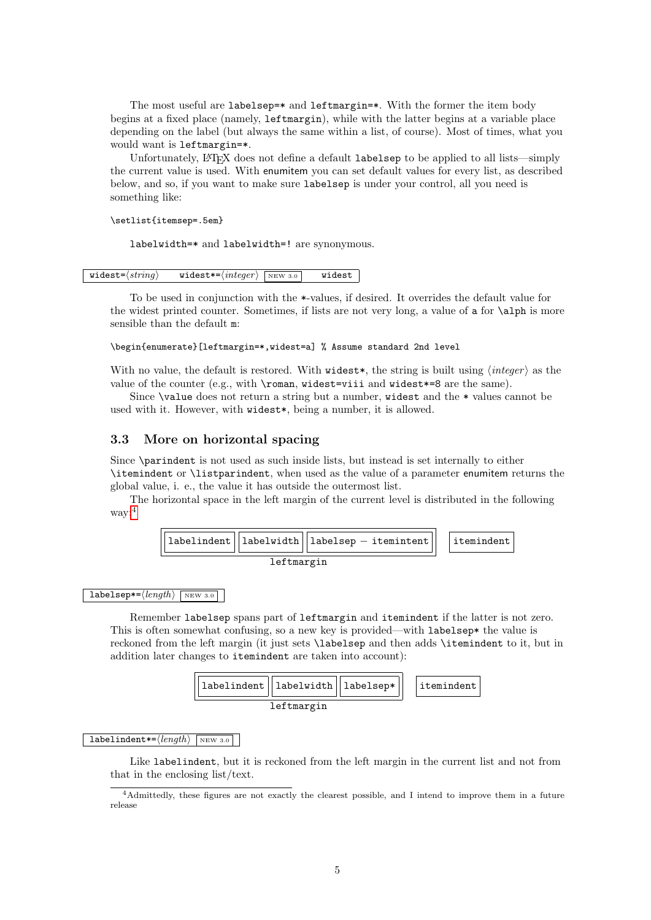The most useful are `labelsep=*` and `leftmargin=*`. With the former the item body begins at a fixed place (namely, `leftmargin`), while with the latter begins at a variable place depending on the label (but always the same within a list, of course). Most of times, what you would want is `leftmargin=*`.

Unfortunately, LaTeX does not define a default `labelsep` to be applied to all lists—simply the current value is used. With enumitem you can set default values for every list, as described below, and so, if you want to make sure `labelsep` is under your control, all you need is something like:

```
\setlist{itemsep=.5em}
```

`labelwidth=*` and `labelwidth=!` are synonymous.

`widest=`⟨*string*⟩ `widest*=`⟨*integer*⟩ NEW 3.0 `widest`

To be used in conjunction with the `*`-values, if desired. It overrides the default value for the widest printed counter. Sometimes, if lists are not very long, a value of `a` for `\alph` is more sensible than the default `m`:

```
\begin{enumerate}[leftmargin=*,widest=a] % Assume standard 2nd level
```

With no value, the default is restored. With `widest*`, the string is built using ⟨*integer*⟩ as the value of the counter (e.g., with `\roman`, `widest=viii` and `widest*=8` are the same).

Since `\value` does not return a string but a number, `widest` and the `*` values cannot be used with it. However, with `widest*`, being a number, it is allowed.

### 3.3 More on horizontal spacing

Since `\parindent` is not used as such inside lists, but instead is set internally to either `\itemindent` or `\listparindent`, when used as the value of a parameter enumitem returns the global value, i. e., the value it has outside the outermost list.

The horizontal space in the left margin of the current level is distributed in the following way:[4]

| `labelindent` | `labelwidth` | `labelsep` − `itemintent` | `itemindent` |
|---|---|---|---|

`leftmargin`

`labelsep*=`⟨*length*⟩ NEW 3.0

Remember `labelsep` spans part of `leftmargin` and `itemindent` if the latter is not zero. This is often somewhat confusing, so a new key is provided—with `labelsep*` the value is reckoned from the left margin (it just sets `\labelsep` and then adds `\itemindent` to it, but in addition later changes to `itemindent` are taken into account):

| `labelindent` | `labelwidth` | `labelsep*` | `itemindent` |
|---|---|---|---|

`leftmargin`

`labelindent*=`⟨*length*⟩ NEW 3.0

Like `labelindent`, but it is reckoned from the left margin in the current list and not from that in the enclosing list/text.

[4] Admittedly, these figures are not exactly the clearest possible, and I intend to improve them in a future release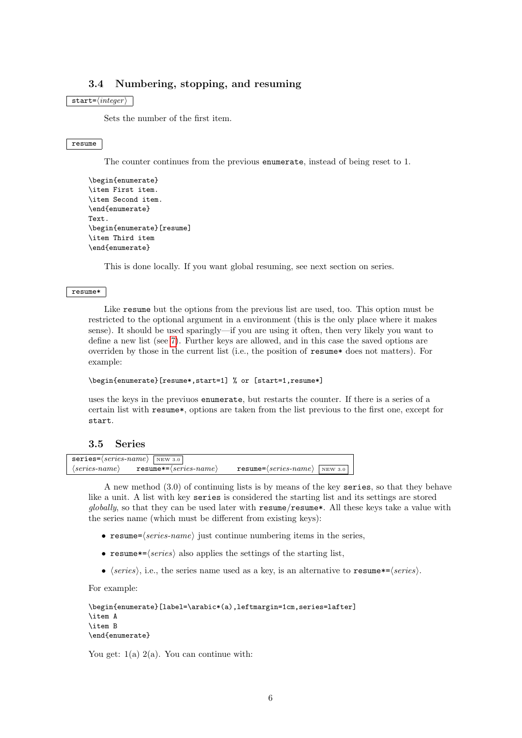### 3.4 Numbering, stopping, and resuming

`start=⟨integer⟩`

Sets the number of the first item.

`resume`

The counter continues from the previous `enumerate`, instead of being reset to 1.

```
\begin{enumerate}
\item First item.
\item Second item.
\end{enumerate}
Text.
\begin{enumerate}[resume]
\item Third item
\end{enumerate}
```

This is done locally. If you want global resuming, see next section on series.

`resume*`

Like `resume` but the options from the previous list are used, too. This option must be restricted to the optional argument in a environment (this is the only place where it makes sense). It should be used sparingly—if you are using it often, then very likely you want to define a new list (see 7). Further keys are allowed, and in this case the saved options are overriden by those in the current list (i.e., the position of `resume*` does not matters). For example:

```
\begin{enumerate}[resume*,start=1] % or [start=1,resume*]
```

uses the keys in the previuos `enumerate`, but restarts the counter. If there is a series of a certain list with `resume*`, options are taken from the list previous to the first one, except for `start`.

### 3.5 Series

`series=⟨series-name⟩` NEW 3.0
`⟨series-name⟩` `resume*=⟨series-name⟩` `resume=⟨series-name⟩` NEW 3.0

A new method (3.0) of continuing lists is by means of the key `series`, so that they behave like a unit. A list with key `series` is considered the starting list and its settings are stored *globally*, so that they can be used later with `resume`/`resume*`. All these keys take a value with the series name (which must be different from existing keys):

- `resume=⟨series-name⟩` just continue numbering items in the series,
- `resume*=⟨series⟩` also applies the settings of the starting list,
- `⟨series⟩`, i.e., the series name used as a key, is an alternative to `resume*=⟨series⟩`.

For example:

```
\begin{enumerate}[label=\arabic*(a),leftmargin=1cm,series=lafter]
\item A
\item B
\end{enumerate}
```

You get: 1(a) 2(a). You can continue with: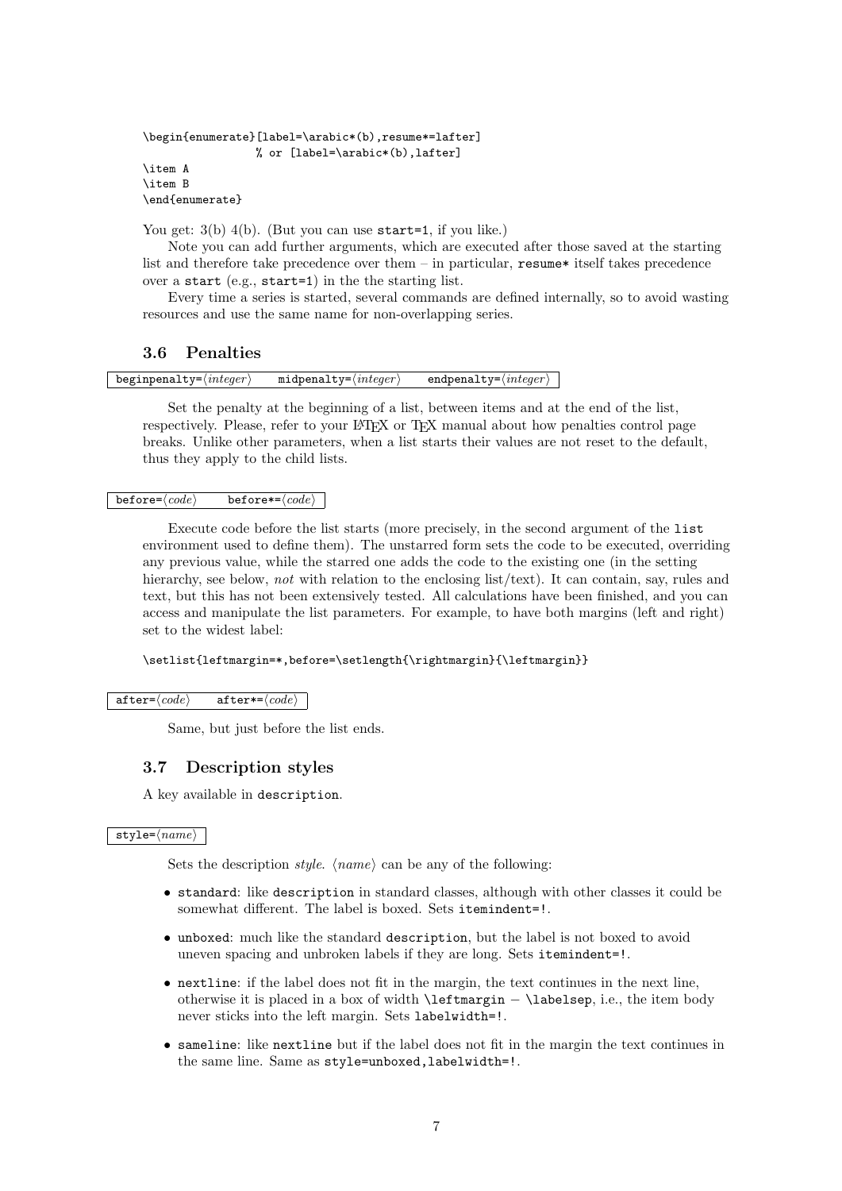```
\begin{enumerate}[label=\arabic*(b),resume*=lafter]
                % or [label=\arabic*(b),lafter]
\item A
\item B
\end{enumerate}
```

You get: 3(b) 4(b). (But you can use `start=1`, if you like.)

Note you can add further arguments, which are executed after those saved at the starting list and therefore take precedence over them – in particular, `resume*` itself takes precedence over a `start` (e.g., `start=1`) in the the starting list.

Every time a series is started, several commands are defined internally, so to avoid wasting resources and use the same name for non-overlapping series.

### 3.6 Penalties

`beginpenalty=`⟨*integer*⟩ `midpenalty=`⟨*integer*⟩ `endpenalty=`⟨*integer*⟩

Set the penalty at the beginning of a list, between items and at the end of the list, respectively. Please, refer to your LaTeX or TeX manual about how penalties control page breaks. Unlike other parameters, when a list starts their values are not reset to the default, thus they apply to the child lists.

`before=`⟨*code*⟩ `before*=`⟨*code*⟩

Execute code before the list starts (more precisely, in the second argument of the `list` environment used to define them). The unstarred form sets the code to be executed, overriding any previous value, while the starred one adds the code to the existing one (in the setting hierarchy, see below, *not* with relation to the enclosing list/text). It can contain, say, rules and text, but this has not been extensively tested. All calculations have been finished, and you can access and manipulate the list parameters. For example, to have both margins (left and right) set to the widest label:

```
\setlist{leftmargin=*,before=\setlength{\rightmargin}{\leftmargin}}
```

`after=`⟨*code*⟩ `after*=`⟨*code*⟩

Same, but just before the list ends.

### 3.7 Description styles

A key available in `description`.

`style=`⟨*name*⟩

Sets the description *style*. ⟨*name*⟩ can be any of the following:

- `standard`: like `description` in standard classes, although with other classes it could be somewhat different. The label is boxed. Sets `itemindent=!`.
- `unboxed`: much like the standard `description`, but the label is not boxed to avoid uneven spacing and unbroken labels if they are long. Sets `itemindent=!`.
- `nextline`: if the label does not fit in the margin, the text continues in the next line, otherwise it is placed in a box of width `\leftmargin` − `\labelsep`, i.e., the item body never sticks into the left margin. Sets `labelwidth=!`.
- `sameline`: like `nextline` but if the label does not fit in the margin the text continues in the same line. Same as `style=unboxed,labelwidth=!`.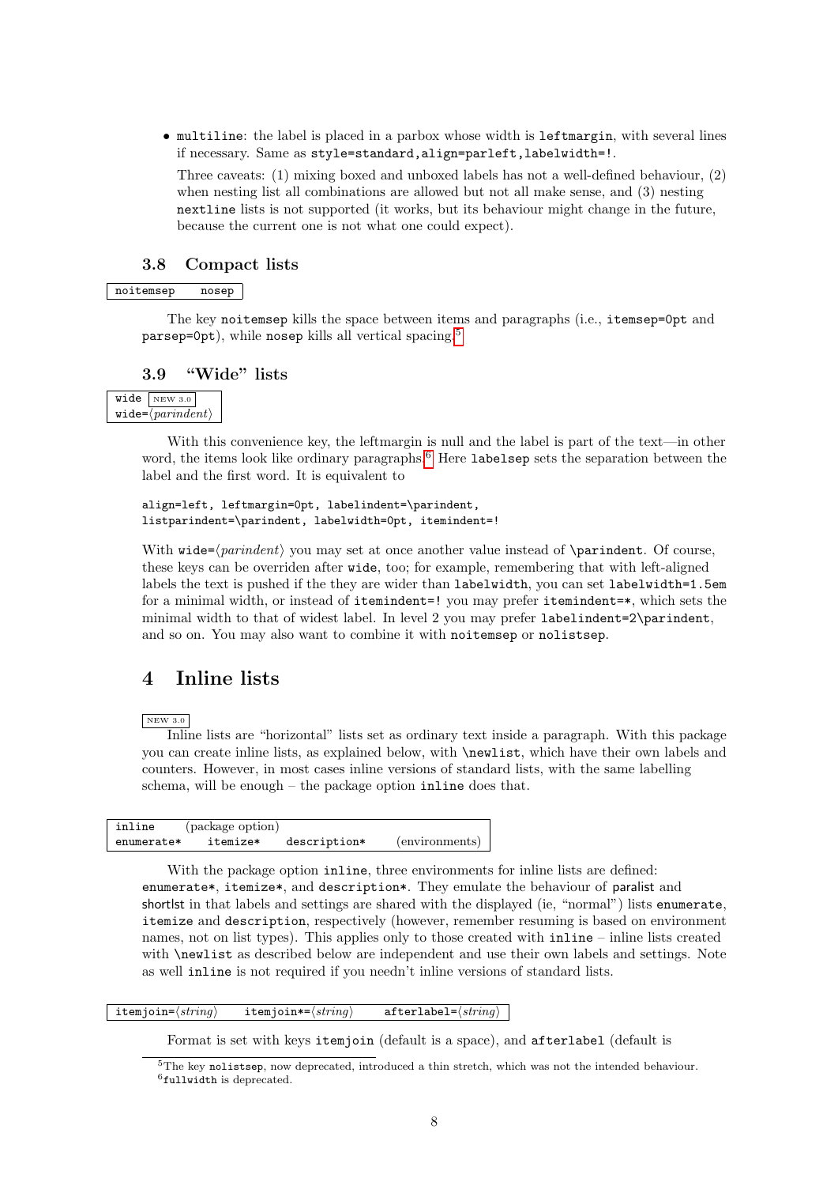- `multiline`: the label is placed in a parbox whose width is `leftmargin`, with several lines if necessary. Same as `style=standard,align=parleft,labelwidth=!`.

  Three caveats: (1) mixing boxed and unboxed labels has not a well-defined behaviour, (2) when nesting list all combinations are allowed but not all make sense, and (3) nesting `nextline` lists is not supported (it works, but its behaviour might change in the future, because the current one is not what one could expect).

### 3.8 Compact lists

| `noitemsep` `nosep` |
|---|

The key `noitemsep` kills the space between items and paragraphs (i.e., `itemsep=0pt` and `parsep=0pt`), while `nosep` kills all vertical spacing.[5]

### 3.9 "Wide" lists

| `wide` NEW 3.0 |
|---|
| `wide=`⟨*parindent*⟩ |

With this convenience key, the leftmargin is null and the label is part of the text—in other word, the items look like ordinary paragraphs.[6] Here `labelsep` sets the separation between the label and the first word. It is equivalent to

```
align=left, leftmargin=0pt, labelindent=\parindent,
listparindent=\parindent, labelwidth=0pt, itemindent=!
```

With `wide=`⟨*parindent*⟩ you may set at once another value instead of `\parindent`. Of course, these keys can be overriden after `wide`, too; for example, remembering that with left-aligned labels the text is pushed if the they are wider than `labelwidth`, you can set `labelwidth=1.5em` for a minimal width, or instead of `itemindent=!` you may prefer `itemindent=*`, which sets the minimal width to that of widest label. In level 2 you may prefer `labelindent=2\parindent`, and so on. You may also want to combine it with `noitemsep` or `nolistsep`.

## 4 Inline lists

NEW 3.0

Inline lists are "horizontal" lists set as ordinary text inside a paragraph. With this package you can create inline lists, as explained below, with `\newlist`, which have their own labels and counters. However, in most cases inline versions of standard lists, with the same labelling schema, will be enough – the package option `inline` does that.

| `inline` (package option) | | | |
|---|---|---|---|
| `enumerate*` | `itemize*` | `description*` | (environments) |

With the package option `inline`, three environments for inline lists are defined: `enumerate*`, `itemize*`, and `description*`. They emulate the behaviour of paralist and shortlst in that labels and settings are shared with the displayed (ie, "normal") lists `enumerate`, `itemize` and `description`, respectively (however, remember resuming is based on environment names, not on list types). This applies only to those created with `inline` – inline lists created with `\newlist` as described below are independent and use their own labels and settings. Note as well `inline` is not required if you needn't inline versions of standard lists.

| `itemjoin=`⟨*string*⟩ | `itemjoin*=`⟨*string*⟩ | `afterlabel=`⟨*string*⟩ |
|---|---|---|

Format is set with keys `itemjoin` (default is a space), and `afterlabel` (default is

[5] The key `nolistsep`, now deprecated, introduced a thin stretch, which was not the intended behaviour.

[6] `fullwidth` is deprecated.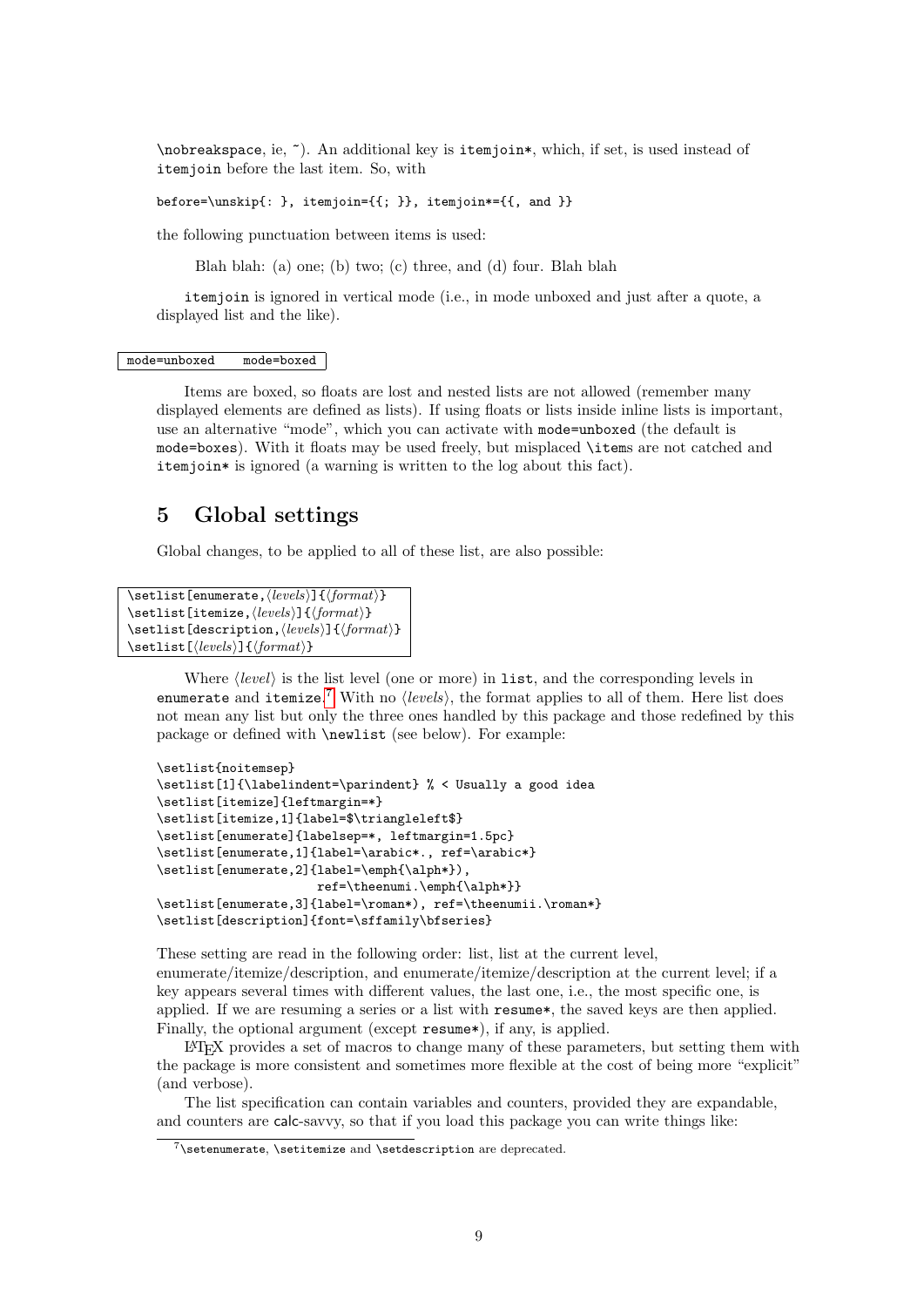\nobreakspace, ie, ~). An additional key is itemjoin*, which, if set, is used instead of itemjoin before the last item. So, with

```
before=\unskip{: }, itemjoin={{; }}, itemjoin*={{, and }}
```

the following punctuation between items is used:

> Blah blah: (a) one; (b) two; (c) three, and (d) four. Blah blah

itemjoin is ignored in vertical mode (i.e., in mode unboxed and just after a quote, a displayed list and the like).

```
mode=unboxed    mode=boxed
```

Items are boxed, so floats are lost and nested lists are not allowed (remember many displayed elements are defined as lists). If using floats or lists inside inline lists is important, use an alternative "mode", which you can activate with mode=unboxed (the default is mode=boxes). With it floats may be used freely, but misplaced \items are not catched and itemjoin* is ignored (a warning is written to the log about this fact).

## 5 Global settings

Global changes, to be applied to all of these list, are also possible:

```
\setlist[enumerate,⟨levels⟩]{⟨format⟩}
\setlist[itemize,⟨levels⟩]{⟨format⟩}
\setlist[description,⟨levels⟩]{⟨format⟩}
\setlist[⟨levels⟩]{⟨format⟩}
```

Where ⟨*level*⟩ is the list level (one or more) in list, and the corresponding levels in enumerate and itemize.[7] With no ⟨*levels*⟩, the format applies to all of them. Here list does not mean any list but only the three ones handled by this package and those redefined by this package or defined with \newlist (see below). For example:

```
\setlist{noitemsep}
\setlist[1]{\labelindent=\parindent} % < Usually a good idea
\setlist[itemize]{leftmargin=*}
\setlist[itemize,1]{label=$\triangleleft$}
\setlist[enumerate]{labelsep=*, leftmargin=1.5pc}
\setlist[enumerate,1]{label=\arabic*., ref=\arabic*}
\setlist[enumerate,2]{label=\emph{\alph*}),
                      ref=\theenumi.\emph{\alph*}}
\setlist[enumerate,3]{label=\roman*), ref=\theenumii.\roman*}
\setlist[description]{font=\sffamily\bfseries}
```

These setting are read in the following order: list, list at the current level, enumerate/itemize/description, and enumerate/itemize/description at the current level; if a key appears several times with different values, the last one, i.e., the most specific one, is applied. If we are resuming a series or a list with resume*, the saved keys are then applied. Finally, the optional argument (except resume*), if any, is applied.

LaTeX provides a set of macros to change many of these parameters, but setting them with the package is more consistent and sometimes more flexible at the cost of being more "explicit" (and verbose).

The list specification can contain variables and counters, provided they are expandable, and counters are calc-savvy, so that if you load this package you can write things like:

[7] \setenumerate, \setitemize and \setdescription are deprecated.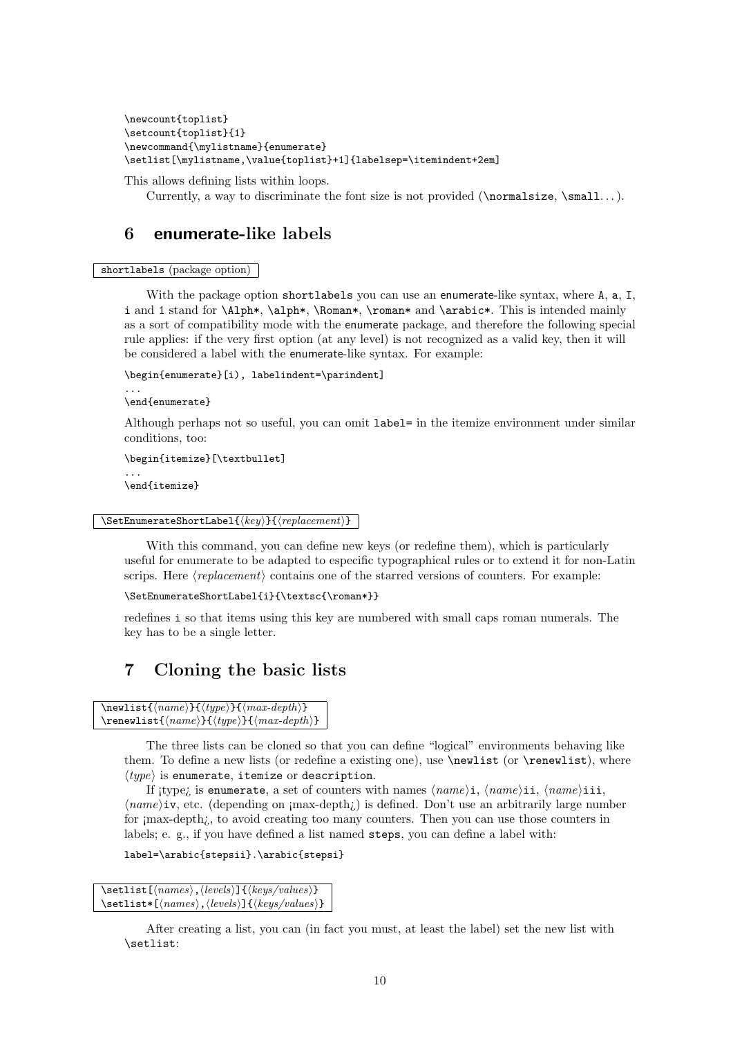```
\newcount{toplist}
\setcount{toplist}{1}
\newcommand{\mylistname}{enumerate}
\setlist[\mylistname,\value{toplist}+1]{labelsep=\itemindent+2em]
```

This allows defining lists within loops.

Currently, a way to discriminate the font size is not provided (`\normalsize`, `\small`...).

## 6 enumerate-like labels

`shortlabels` (package option)

With the package option `shortlabels` you can use an enumerate-like syntax, where `A`, `a`, `I`, `i` and `1` stand for `\Alph*`, `\alph*`, `\Roman*`, `\roman*` and `\arabic*`. This is intended mainly as a sort of compatibility mode with the enumerate package, and therefore the following special rule applies: if the very first option (at any level) is not recognized as a valid key, then it will be considered a label with the enumerate-like syntax. For example:

```
\begin{enumerate}[i), labelindent=\parindent]
...
\end{enumerate}
```

Although perhaps not so useful, you can omit `label=` in the itemize environment under similar conditions, too:

```
\begin{itemize}[\textbullet]
...
\end{itemize}
```

`\SetEnumerateShortLabel{⟨key⟩}{⟨replacement⟩}`

With this command, you can define new keys (or redefine them), which is particularly useful for enumerate to be adapted to especific typographical rules or to extend it for non-Latin scrips. Here ⟨*replacement*⟩ contains one of the starred versions of counters. For example:

```
\SetEnumerateShortLabel{i}{\textsc{\roman*}}
```

redefines `i` so that items using this key are numbered with small caps roman numerals. The key has to be a single letter.

## 7 Cloning the basic lists

`\newlist{⟨name⟩}{⟨type⟩}{⟨max-depth⟩}`
`\renewlist{⟨name⟩}{⟨type⟩}{⟨max-depth⟩}`

The three lists can be cloned so that you can define "logical" environments behaving like them. To define a new lists (or redefine a existing one), use `\newlist` (or `\renewlist`), where ⟨*type*⟩ is `enumerate`, `itemize` or `description`.

If ¡type¿ is `enumerate`, a set of counters with names ⟨*name*⟩`i`, ⟨*name*⟩`ii`, ⟨*name*⟩`iii`, ⟨*name*⟩`iv`, etc. (depending on ¡max-depth¿) is defined. Don't use an arbitrarily large number for ¡max-depth¿, to avoid creating too many counters. Then you can use those counters in labels; e. g., if you have defined a list named `steps`, you can define a label with:

```
label=\arabic{stepsii}.\arabic{stepsi}
```

`\setlist[⟨names⟩,⟨levels⟩]{⟨keys/values⟩}`
`\setlist*[⟨names⟩,⟨levels⟩]{⟨keys/values⟩}`

After creating a list, you can (in fact you must, at least the label) set the new list with `\setlist`: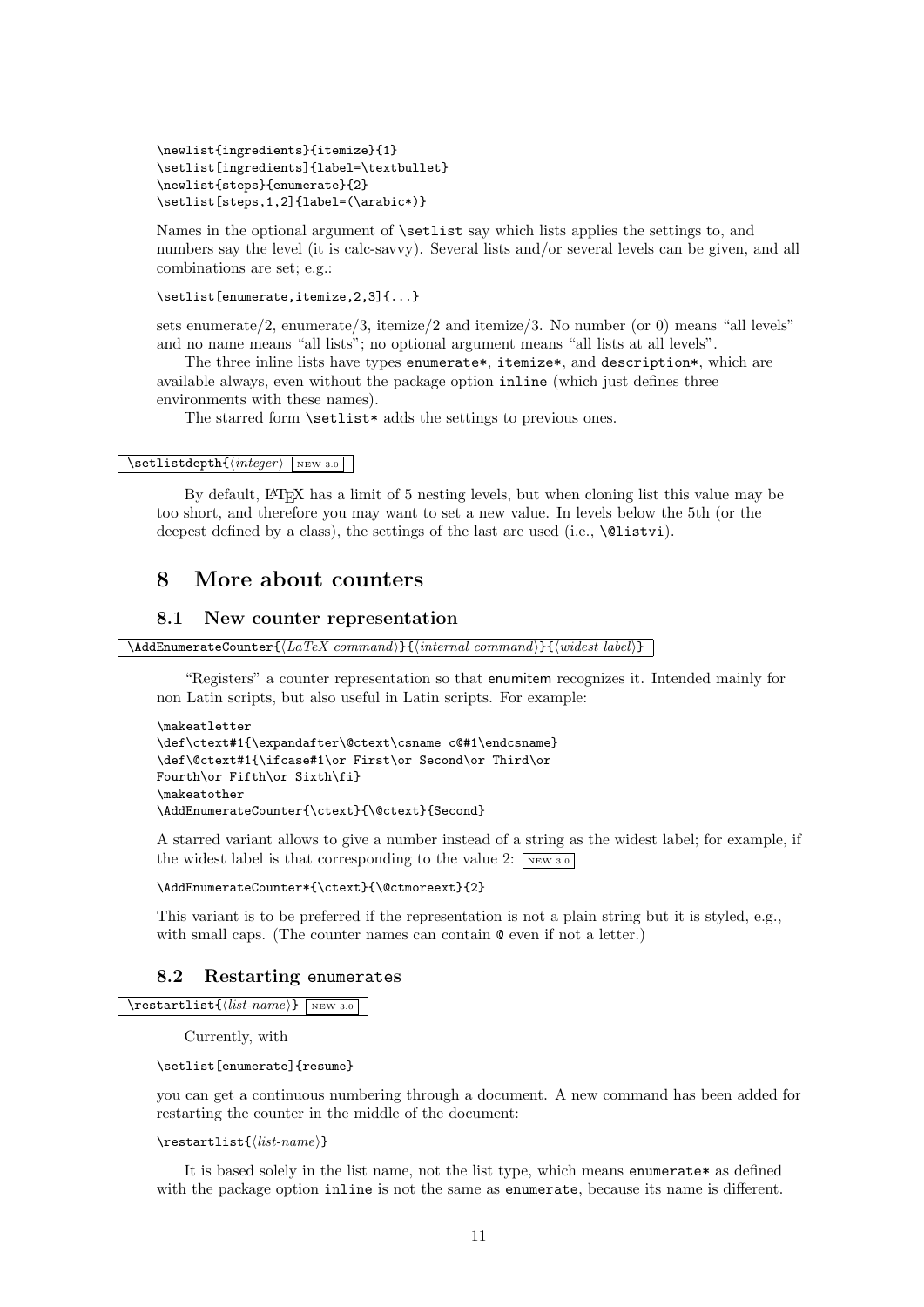```
\newlist{ingredients}{itemize}{1}
\setlist[ingredients]{label=\textbullet}
\newlist{steps}{enumerate}{2}
\setlist[steps,1,2]{label=(\arabic*)}
```

Names in the optional argument of `\setlist` say which lists applies the settings to, and numbers say the level (it is calc-savvy). Several lists and/or several levels can be given, and all combinations are set; e.g.:

```
\setlist[enumerate,itemize,2,3]{...}
```

sets enumerate/2, enumerate/3, itemize/2 and itemize/3. No number (or 0) means "all levels" and no name means "all lists"; no optional argument means "all lists at all levels".

The three inline lists have types `enumerate*`, `itemize*`, and `description*`, which are available always, even without the package option `inline` (which just defines three environments with these names).

The starred form `\setlist*` adds the settings to previous ones.

`\setlistdepth{⟨integer⟩}` NEW 3.0

By default, LaTeX has a limit of 5 nesting levels, but when cloning list this value may be too short, and therefore you may want to set a new value. In levels below the 5th (or the deepest defined by a class), the settings of the last are used (i.e., `\@listvi`).

# 8 More about counters

## 8.1 New counter representation

`\AddEnumerateCounter{⟨LaTeX command⟩}{⟨internal command⟩}{⟨widest label⟩}`

"Registers" a counter representation so that enumitem recognizes it. Intended mainly for non Latin scripts, but also useful in Latin scripts. For example:

```
\makeatletter
\def\ctext#1{\expandafter\@ctext\csname c@#1\endcsname}
\def\@ctext#1{\ifcase#1\or First\or Second\or Third\or
Fourth\or Fifth\or Sixth\fi}
\makeatother
\AddEnumerateCounter{\ctext}{\@ctext}{Second}
```

A starred variant allows to give a number instead of a string as the widest label; for example, if the widest label is that corresponding to the value 2: NEW 3.0

```
\AddEnumerateCounter*{\ctext}{\@ctmoreext}{2}
```

This variant is to be preferred if the representation is not a plain string but it is styled, e.g., with small caps. (The counter names can contain `@` even if not a letter.)

## 8.2 Restarting enumerates

`\restartlist{⟨list-name⟩}` NEW 3.0

Currently, with

```
\setlist[enumerate]{resume}
```

you can get a continuous numbering through a document. A new command has been added for restarting the counter in the middle of the document:

```
\restartlist{⟨list-name⟩}
```

It is based solely in the list name, not the list type, which means `enumerate*` as defined with the package option `inline` is not the same as `enumerate`, because its name is different.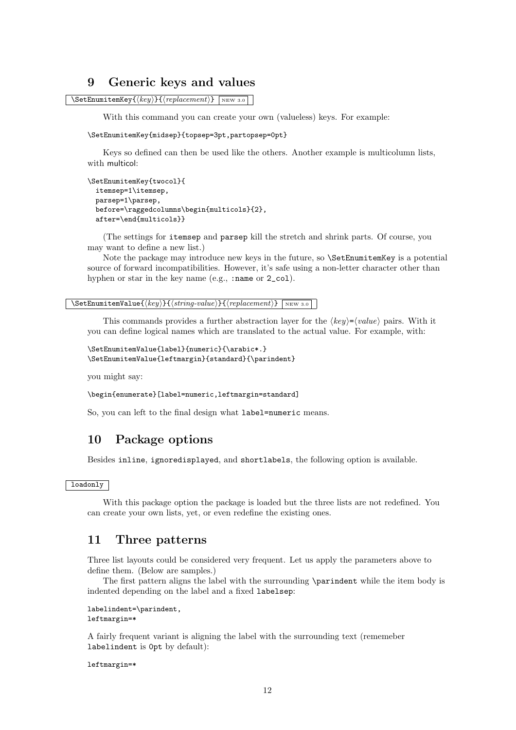## 9 Generic keys and values

`\SetEnumitemKey{⟨key⟩}{⟨replacement⟩}` NEW 3.0

With this command you can create your own (valueless) keys. For example:

```
\SetEnumitemKey{midsep}{topsep=3pt,partopsep=0pt}
```

Keys so defined can then be used like the others. Another example is multicolumn lists, with multicol:

```
\SetEnumitemKey{twocol}{
  itemsep=1\itemsep,
  parsep=1\parsep,
  before=\raggedcolumns\begin{multicols}{2},
  after=\end{multicols}}
```

(The settings for `itemsep` and `parsep` kill the stretch and shrink parts. Of course, you may want to define a new list.)

Note the package may introduce new keys in the future, so `\SetEnumitemKey` is a potential source of forward incompatibilities. However, it's safe using a non-letter character other than hyphen or star in the key name (e.g., `:name` or `2_col`).

`\SetEnumitemValue{⟨key⟩}{⟨string-value⟩}{⟨replacement⟩}` NEW 3.0

This commands provides a further abstraction layer for the ⟨key⟩=⟨value⟩ pairs. With it you can define logical names which are translated to the actual value. For example, with:

```
\SetEnumitemValue{label}{numeric}{\arabic*.}
\SetEnumitemValue{leftmargin}{standard}{\parindent}
```

you might say:

```
\begin{enumerate}[label=numeric,leftmargin=standard]
```

So, you can left to the final design what `label=numeric` means.

## 10 Package options

Besides `inline`, `ignoredisplayed`, and `shortlabels`, the following option is available.

`loadonly`

With this package option the package is loaded but the three lists are not redefined. You can create your own lists, yet, or even redefine the existing ones.

## 11 Three patterns

Three list layouts could be considered very frequent. Let us apply the parameters above to define them. (Below are samples.)

The first pattern aligns the label with the surrounding `\parindent` while the item body is indented depending on the label and a fixed `labelsep`:

```
labelindent=\parindent,
leftmargin=*
```

A fairly frequent variant is aligning the label with the surrounding text (rememeber `labelindent` is `0pt` by default):

```
leftmargin=*
```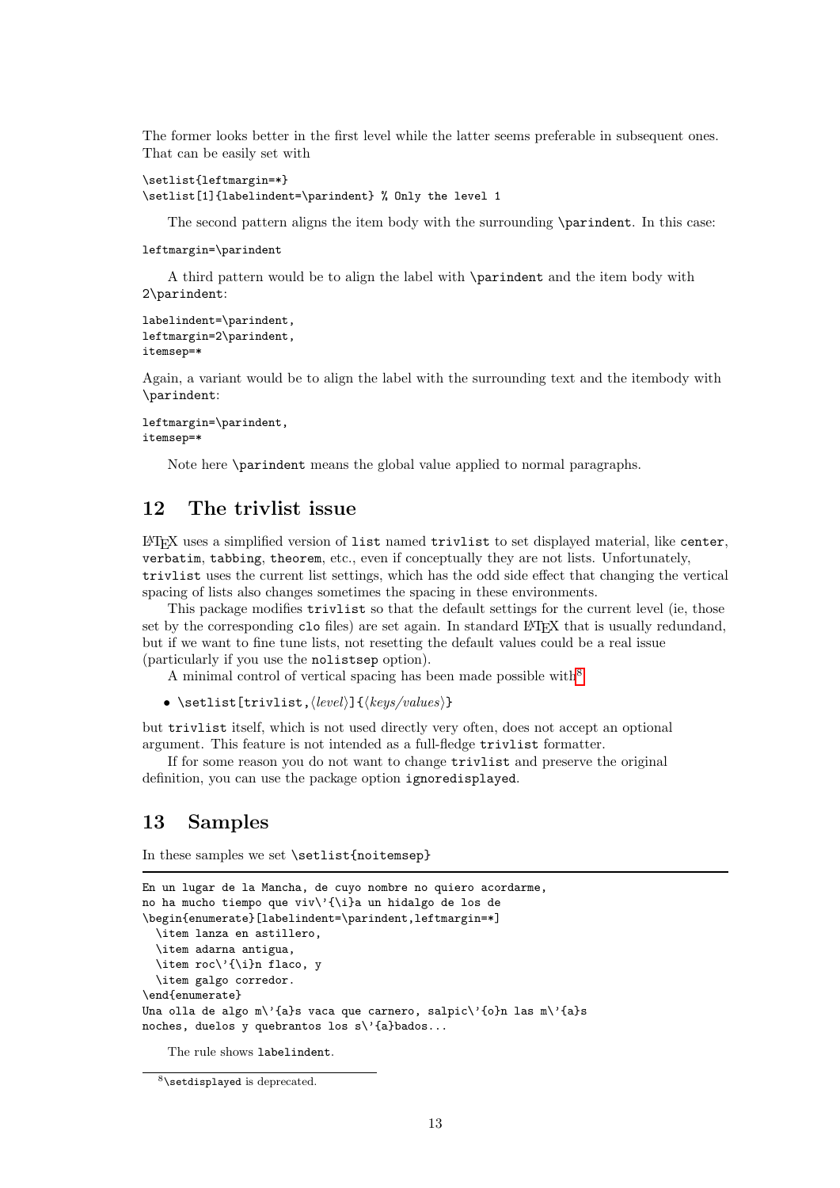The former looks better in the first level while the latter seems preferable in subsequent ones. That can be easily set with

```
\setlist{leftmargin=*}
\setlist[1]{labelindent=\parindent} % Only the level 1
```

The second pattern aligns the item body with the surrounding `\parindent`. In this case:

```
leftmargin=\parindent
```

A third pattern would be to align the label with `\parindent` and the item body with `2\parindent`:

```
labelindent=\parindent,
leftmargin=2\parindent,
itemsep=*
```

Again, a variant would be to align the label with the surrounding text and the itembody with `\parindent`:

```
leftmargin=\parindent,
itemsep=*
```

Note here `\parindent` means the global value applied to normal paragraphs.

## 12 The trivlist issue

LaTeX uses a simplified version of `list` named `trivlist` to set displayed material, like `center`, `verbatim`, `tabbing`, `theorem`, etc., even if conceptually they are not lists. Unfortunately, `trivlist` uses the current list settings, which has the odd side effect that changing the vertical spacing of lists also changes sometimes the spacing in these environments.

This package modifies `trivlist` so that the default settings for the current level (ie, those set by the corresponding `clo` files) are set again. In standard LaTeX that is usually redundand, but if we want to fine tune lists, not resetting the default values could be a real issue (particularly if you use the `nolistsep` option).

A minimal control of vertical spacing has been made possible with[8]

- `\setlist[trivlist,`⟨*level*⟩`]{`⟨*keys/values*⟩`}`

but `trivlist` itself, which is not used directly very often, does not accept an optional argument. This feature is not intended as a full-fledge `trivlist` formatter.

If for some reason you do not want to change `trivlist` and preserve the original definition, you can use the package option `ignoredisplayed`.

## 13 Samples

In these samples we set `\setlist{noitemsep}`

```
En un lugar de la Mancha, de cuyo nombre no quiero acordarme,
no ha mucho tiempo que viv\'{\i}a un hidalgo de los de
\begin{enumerate}[labelindent=\parindent,leftmargin=*]
  \item lanza en astillero,
  \item adarna antigua,
  \item roc\'{\i}n flaco, y
  \item galgo corredor.
\end{enumerate}
Una olla de algo m\'{a}s vaca que carnero, salpic\'{o}n las m\'{a}s
noches, duelos y quebrantos los s\'{a}bados...
```

The rule shows `labelindent`.

[8] `\setdisplayed` is deprecated.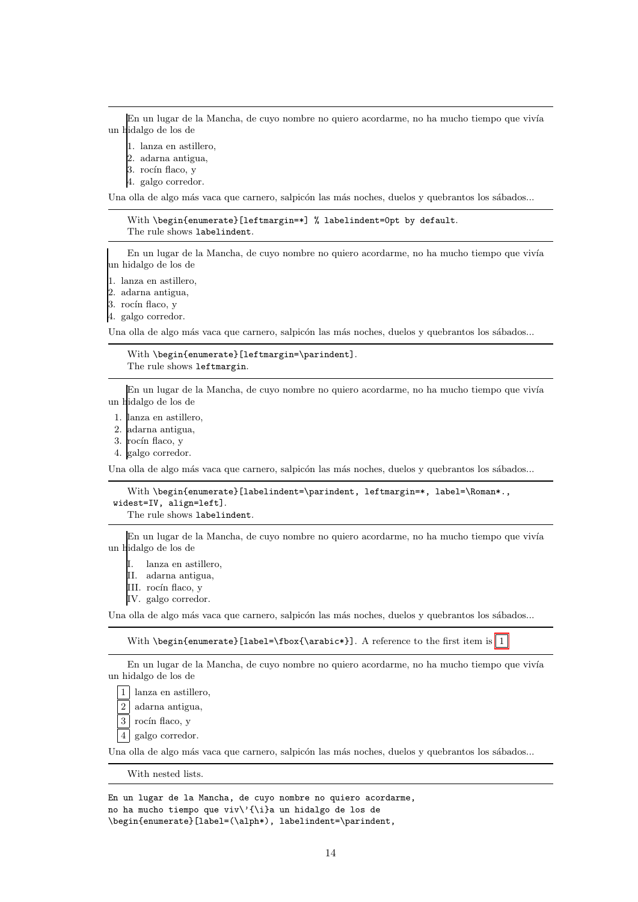En un lugar de la Mancha, de cuyo nombre no quiero acordarme, no ha mucho tiempo que vivía un hidalgo de los de

1. lanza en astillero,
2. adarna antigua,
3. rocín flaco, y
4. galgo corredor.

Una olla de algo más vaca que carnero, salpicón las más noches, duelos y quebrantos los sábados...

---

With `\begin{enumerate}[leftmargin=*] % labelindent=0pt by default`.
The rule shows `labelindent`.

---

En un lugar de la Mancha, de cuyo nombre no quiero acordarme, no ha mucho tiempo que vivía un hidalgo de los de

1. lanza en astillero,
2. adarna antigua,
3. rocín flaco, y
4. galgo corredor.

Una olla de algo más vaca que carnero, salpicón las más noches, duelos y quebrantos los sábados...

---

With `\begin{enumerate}[leftmargin=\parindent]`.
The rule shows `leftmargin`.

---

En un lugar de la Mancha, de cuyo nombre no quiero acordarme, no ha mucho tiempo que vivía un hidalgo de los de

1. lanza en astillero,
2. adarna antigua,
3. rocín flaco, y
4. galgo corredor.

Una olla de algo más vaca que carnero, salpicón las más noches, duelos y quebrantos los sábados...

---

With `\begin{enumerate}[labelindent=\parindent, leftmargin=*, label=\Roman*., widest=IV, align=left]`.
The rule shows `labelindent`.

---

En un lugar de la Mancha, de cuyo nombre no quiero acordarme, no ha mucho tiempo que vivía un hidalgo de los de

I. lanza en astillero,
II. adarna antigua,
III. rocín flaco, y
IV. galgo corredor.

Una olla de algo más vaca que carnero, salpicón las más noches, duelos y quebrantos los sábados...

---

With `\begin{enumerate}[label=\fbox{\arabic*}]`. A reference to the first item is [1]

---

En un lugar de la Mancha, de cuyo nombre no quiero acordarme, no ha mucho tiempo que vivía un hidalgo de los de

[1] lanza en astillero,
[2] adarna antigua,
[3] rocín flaco, y
[4] galgo corredor.

Una olla de algo más vaca que carnero, salpicón las más noches, duelos y quebrantos los sábados...

---

With nested lists.

---

```
En un lugar de la Mancha, de cuyo nombre no quiero acordarme,
no ha mucho tiempo que viv\'{\i}a un hidalgo de los de
\begin{enumerate}[label=(\alph*), labelindent=\parindent,
```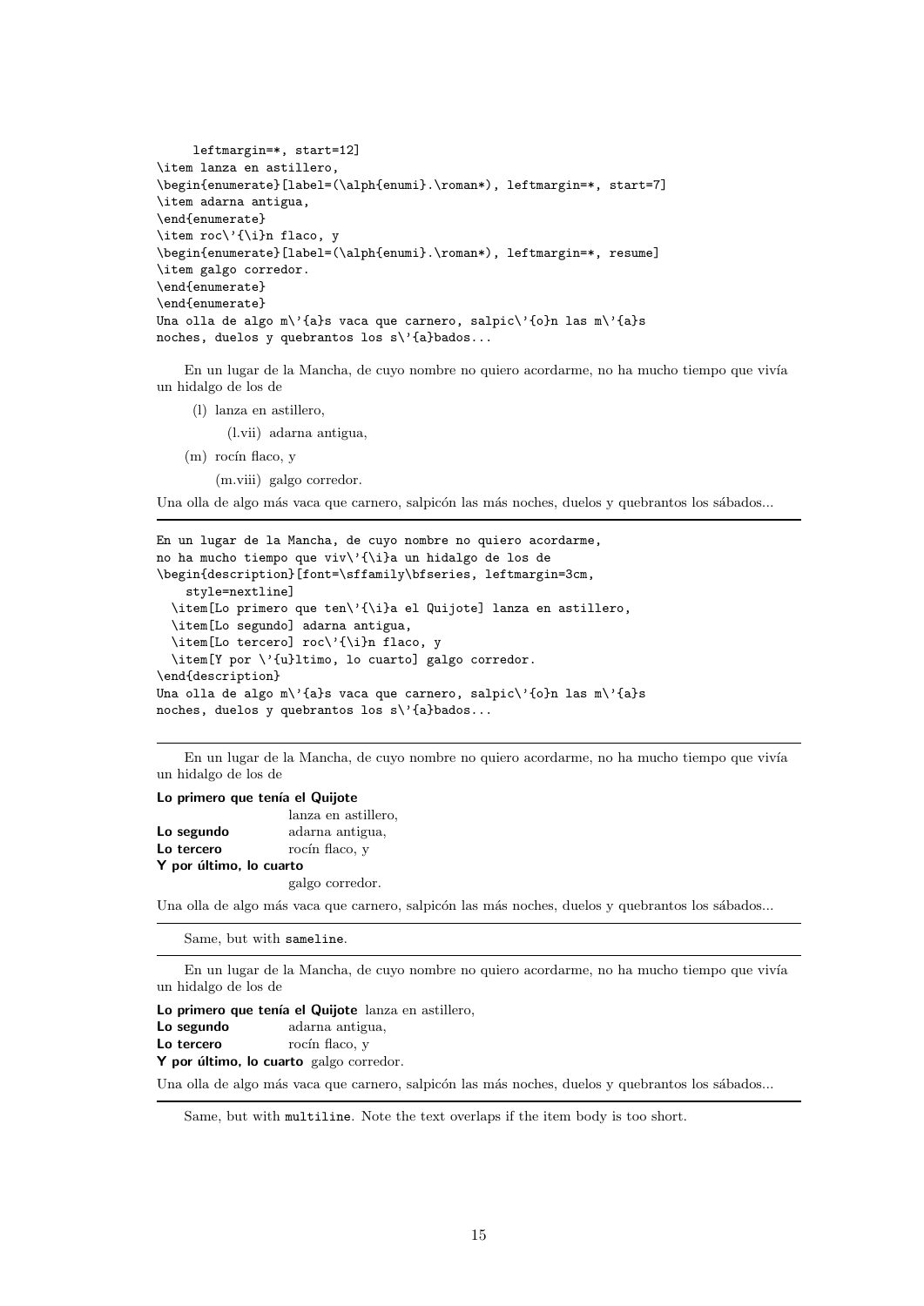```
     leftmargin=*, start=12]
\item lanza en astillero,
\begin{enumerate}[label=(\alph{enumi}.\roman*), leftmargin=*, start=7]
\item adarna antigua,
\end{enumerate}
\item roc\'{\i}n flaco, y
\begin{enumerate}[label=(\alph{enumi}.\roman*), leftmargin=*, resume]
\item galgo corredor.
\end{enumerate}
\end{enumerate}
Una olla de algo m\'{a}s vaca que carnero, salpic\'{o}n las m\'{a}s
noches, duelos y quebrantos los s\'{a}bados...
```

En un lugar de la Mancha, de cuyo nombre no quiero acordarme, no ha mucho tiempo que vivía un hidalgo de los de

(l) lanza en astillero,

    (l.vii) adarna antigua,

(m) rocín flaco, y

    (m.viii) galgo corredor.

Una olla de algo más vaca que carnero, salpicón las más noches, duelos y quebrantos los sábados...

---

```
En un lugar de la Mancha, de cuyo nombre no quiero acordarme,
no ha mucho tiempo que viv\'{\i}a un hidalgo de los de
\begin{description}[font=\sffamily\bfseries, leftmargin=3cm,
    style=nextline]
  \item[Lo primero que ten\'{\i}a el Quijote] lanza en astillero,
  \item[Lo segundo] adarna antigua,
  \item[Lo tercero] roc\'{\i}n flaco, y
  \item[Y por \'{u}ltimo, lo cuarto] galgo corredor.
\end{description}
Una olla de algo m\'{a}s vaca que carnero, salpic\'{o}n las m\'{a}s
noches, duelos y quebrantos los s\'{a}bados...
```

---

En un lugar de la Mancha, de cuyo nombre no quiero acordarme, no ha mucho tiempo que vivía un hidalgo de los de

**Lo primero que tenía el Quijote**
    lanza en astillero,
**Lo segundo** adarna antigua,
**Lo tercero** rocín flaco, y
**Y por último, lo cuarto**
    galgo corredor.

Una olla de algo más vaca que carnero, salpicón las más noches, duelos y quebrantos los sábados...

---

Same, but with `sameline`.

---

En un lugar de la Mancha, de cuyo nombre no quiero acordarme, no ha mucho tiempo que vivía un hidalgo de los de

**Lo primero que tenía el Quijote** lanza en astillero,
**Lo segundo** adarna antigua,
**Lo tercero** rocín flaco, y
**Y por último, lo cuarto** galgo corredor.

Una olla de algo más vaca que carnero, salpicón las más noches, duelos y quebrantos los sábados...

---

Same, but with `multiline`. Note the text overlaps if the item body is too short.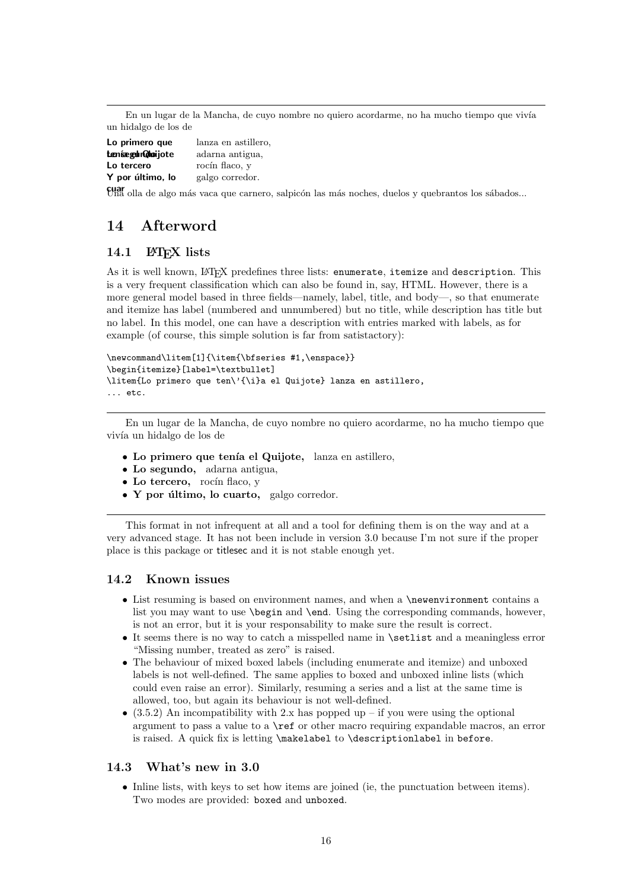---

En un lugar de la Mancha, de cuyo nombre no quiero acordarme, no ha mucho tiempo que vivía un hidalgo de los de

**Lo primero que tenía el Quijote** lanza en astillero,
**Lo segundo** adarna antigua,
**Lo tercero** rocín flaco, y
**Y por último, lo cuarto** galgo corredor.

Una olla de algo más vaca que carnero, salpicón las más noches, duelos y quebrantos los sábados...

# 14 Afterword

## 14.1 LaTeX lists

As it is well known, LaTeX predefines three lists: `enumerate`, `itemize` and `description`. This is a very frequent classification which can also be found in, say, HTML. However, there is a more general model based in three fields—namely, label, title, and body—, so that enumerate and itemize has label (numbered and unnumbered) but no title, while description has title but no label. In this model, one can have a description with entries marked with labels, as for example (of course, this simple solution is far from satistactory):

```
\newcommand\litem[1]{\item{\bfseries #1,\enspace}}
\begin{itemize}[label=\textbullet]
\litem{Lo primero que ten\'{\i}a el Quijote} lanza en astillero,
... etc.
```

---

En un lugar de la Mancha, de cuyo nombre no quiero acordarme, no ha mucho tiempo que vivía un hidalgo de los de

- **Lo primero que tenía el Quijote,** lanza en astillero,
- **Lo segundo,** adarna antigua,
- **Lo tercero,** rocín flaco, y
- **Y por último, lo cuarto,** galgo corredor.

---

This format in not infrequent at all and a tool for defining them is on the way and at a very advanced stage. It has not been include in version 3.0 because I'm not sure if the proper place is this package or titlesec and it is not stable enough yet.

## 14.2 Known issues

- List resuming is based on environment names, and when a `\newenvironment` contains a list you may want to use `\begin` and `\end`. Using the corresponding commands, however, is not an error, but it is your responsability to make sure the result is correct.
- It seems there is no way to catch a misspelled name in `\setlist` and a meaningless error "Missing number, treated as zero" is raised.
- The behaviour of mixed boxed labels (including enumerate and itemize) and unboxed labels is not well-defined. The same applies to boxed and unboxed inline lists (which could even raise an error). Similarly, resuming a series and a list at the same time is allowed, too, but again its behaviour is not well-defined.
- (3.5.2) An incompatibility with 2.x has popped up – if you were using the optional argument to pass a value to a `\ref` or other macro requiring expandable macros, an error is raised. A quick fix is letting `\makelabel` to `\descriptionlabel` in `before`.

## 14.3 What's new in 3.0

- Inline lists, with keys to set how items are joined (ie, the punctuation between items). Two modes are provided: `boxed` and `unboxed`.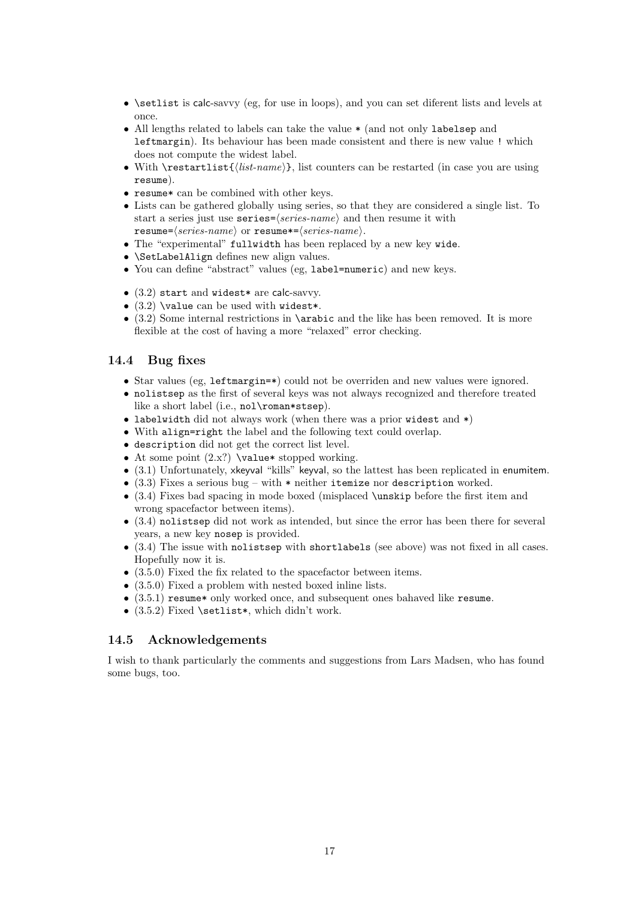- `\setlist` is calc-savvy (eg, for use in loops), and you can set diferent lists and levels at once.
- All lengths related to labels can take the value `*` (and not only `labelsep` and `leftmargin`). Its behaviour has been made consistent and there is new value `!` which does not compute the widest label.
- With `\restartlist{`⟨*list-name*⟩`}`, list counters can be restarted (in case you are using `resume`).
- `resume*` can be combined with other keys.
- Lists can be gathered globally using series, so that they are considered a single list. To start a series just use `series=`⟨*series-name*⟩ and then resume it with `resume=`⟨*series-name*⟩ or `resume*=`⟨*series-name*⟩.
- The "experimental" `fullwidth` has been replaced by a new key `wide`.
- `\SetLabelAlign` defines new align values.
- You can define "abstract" values (eg, `label=numeric`) and new keys.

- (3.2) `start` and `widest*` are calc-savvy.
- (3.2) `\value` can be used with `widest*`.
- (3.2) Some internal restrictions in `\arabic` and the like has been removed. It is more flexible at the cost of having a more "relaxed" error checking.

## 14.4 Bug fixes

- Star values (eg, `leftmargin=*`) could not be overriden and new values were ignored.
- `nolistsep` as the first of several keys was not always recognized and therefore treated like a short label (i.e., `nol\roman*stsep`).
- `labelwidth` did not always work (when there was a prior `widest` and `*`)
- With `align=right` the label and the following text could overlap.
- `description` did not get the correct list level.
- At some point (2.x?) `\value*` stopped working.
- (3.1) Unfortunately, xkeyval "kills" keyval, so the lattest has been replicated in enumitem.
- (3.3) Fixes a serious bug – with `*` neither `itemize` nor `description` worked.
- (3.4) Fixes bad spacing in mode boxed (misplaced `\unskip` before the first item and wrong spacefactor between items).
- (3.4) `nolistsep` did not work as intended, but since the error has been there for several years, a new key `nosep` is provided.
- (3.4) The issue with `nolistsep` with `shortlabels` (see above) was not fixed in all cases. Hopefully now it is.
- (3.5.0) Fixed the fix related to the spacefactor between items.
- (3.5.0) Fixed a problem with nested boxed inline lists.
- (3.5.1) `resume*` only worked once, and subsequent ones bahaved like `resume`.
- (3.5.2) Fixed `\setlist*`, which didn't work.

## 14.5 Acknowledgements

I wish to thank particularly the comments and suggestions from Lars Madsen, who has found some bugs, too.